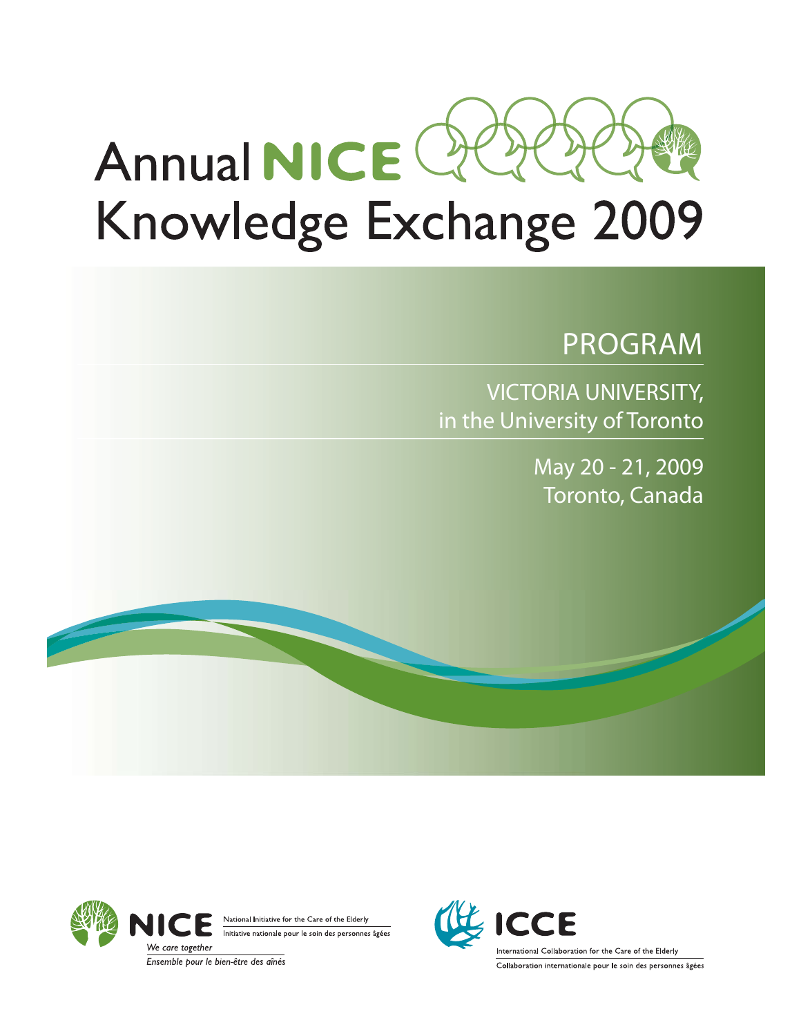# Annual NICE Knowledge Exchange 2009

## PROGRAM

VICTORIA UNIVERSITY,
in the University of Toronto

May 20 - 21, 2009
Toronto, Canada

NICE
National Initiative for the Care of the Elderly
Initiative nationale pour le soin des personnes âgées
*We care together*
*Ensemble pour le bien-être des aînés*

ICCE
International Collaboration for the Care of the Elderly
Collaboration internationale pour le soin des personnes âgées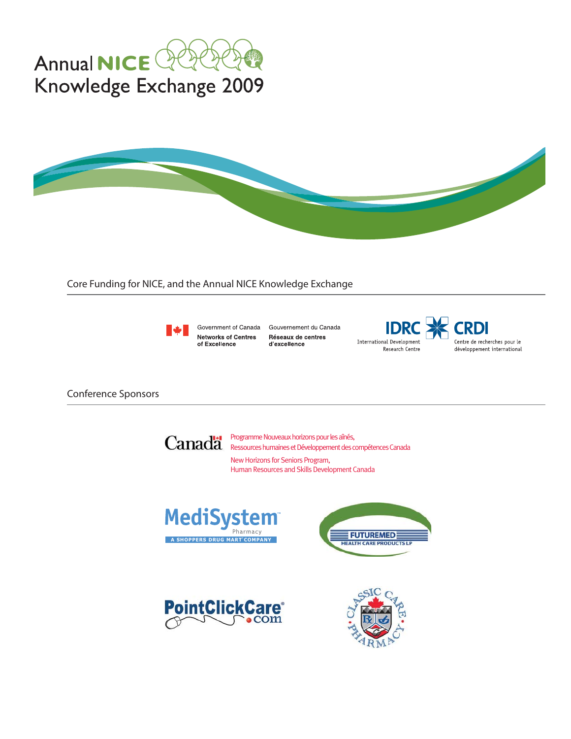# Annual NICE Knowledge Exchange 2009

## Core Funding for NICE, and the Annual NICE Knowledge Exchange

Government of Canada — Gouvernement du Canada

Networks of Centres of Excellence — Réseaux de centres d'excellence

IDRC — CRDI

International Development Research Centre — Centre de recherches pour le développement international

## Conference Sponsors

Canada

Programme Nouveaux horizons pour les aînés,
Ressources humaines et Développement des compétences Canada

New Horizons for Seniors Program,
Human Resources and Skills Development Canada

MediSystem Pharmacy — A SHOPPERS DRUG MART COMPANY

FUTUREMED HEALTH CARE PRODUCTS LP

PointClickCare.com

Classic Care Pharmacy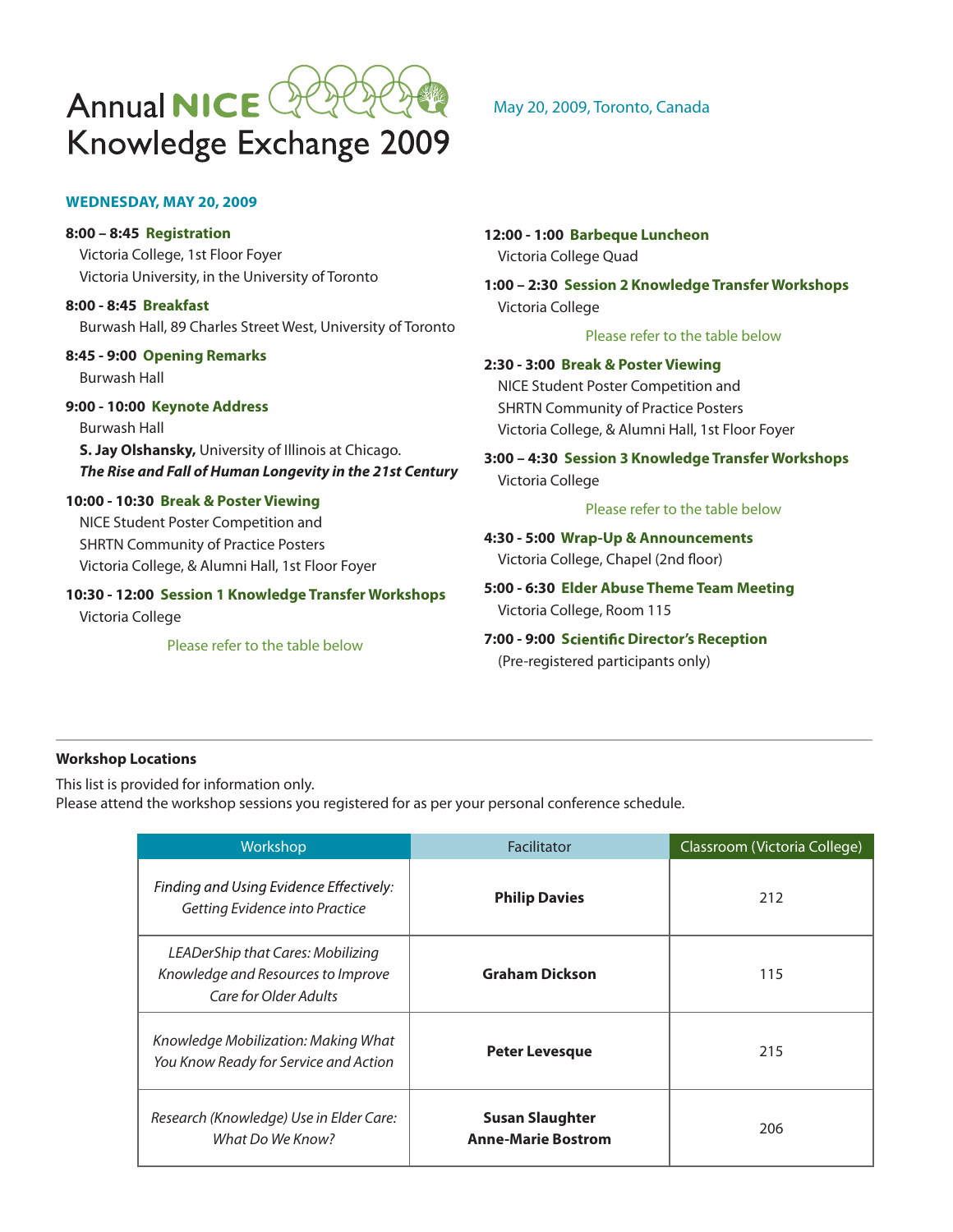# Annual NICE Knowledge Exchange 2009

May 20, 2009, Toronto, Canada

## WEDNESDAY, MAY 20, 2009

**8:00 – 8:45 Registration**
Victoria College, 1st Floor Foyer
Victoria University, in the University of Toronto

**8:00 - 8:45 Breakfast**
Burwash Hall, 89 Charles Street West, University of Toronto

**8:45 - 9:00 Opening Remarks**
Burwash Hall

**9:00 - 10:00 Keynote Address**
Burwash Hall
**S. Jay Olshansky,** University of Illinois at Chicago.
***The Rise and Fall of Human Longevity in the 21st Century***

**10:00 - 10:30 Break & Poster Viewing**
NICE Student Poster Competition and
SHRTN Community of Practice Posters
Victoria College, & Alumni Hall, 1st Floor Foyer

**10:30 - 12:00 Session 1 Knowledge Transfer Workshops**
Victoria College

Please refer to the table below

**12:00 - 1:00 Barbeque Luncheon**
Victoria College Quad

**1:00 – 2:30 Session 2 Knowledge Transfer Workshops**
Victoria College

Please refer to the table below

**2:30 - 3:00 Break & Poster Viewing**
NICE Student Poster Competition and
SHRTN Community of Practice Posters
Victoria College, & Alumni Hall, 1st Floor Foyer

**3:00 – 4:30 Session 3 Knowledge Transfer Workshops**
Victoria College

Please refer to the table below

**4:30 - 5:00 Wrap-Up & Announcements**
Victoria College, Chapel (2nd floor)

**5:00 - 6:30 Elder Abuse Theme Team Meeting**
Victoria College, Room 115

**7:00 - 9:00 Scientific Director's Reception**
(Pre-registered participants only)

---

**Workshop Locations**

This list is provided for information only.
Please attend the workshop sessions you registered for as per your personal conference schedule.

| Workshop | Facilitator | Classroom (Victoria College) |
|---|---|---|
| *Finding and Using Evidence Effectively: Getting Evidence into Practice* | **Philip Davies** | 212 |
| *LEADerShip that Cares: Mobilizing Knowledge and Resources to Improve Care for Older Adults* | **Graham Dickson** | 115 |
| *Knowledge Mobilization: Making What You Know Ready for Service and Action* | **Peter Levesque** | 215 |
| *Research (Knowledge) Use in Elder Care: What Do We Know?* | **Susan Slaughter** **Anne-Marie Bostrom** | 206 |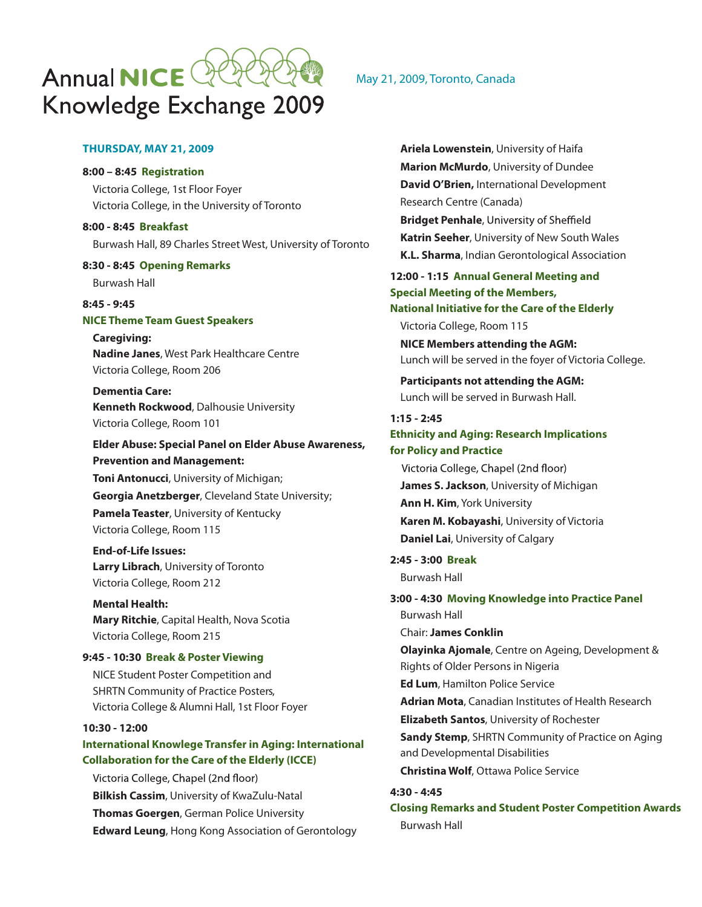# Annual NICE Knowledge Exchange 2009

May 21, 2009, Toronto, Canada

## THURSDAY, MAY 21, 2009

**8:00 – 8:45 Registration**
Victoria College, 1st Floor Foyer
Victoria College, in the University of Toronto

**8:00 - 8:45 Breakfast**
Burwash Hall, 89 Charles Street West, University of Toronto

**8:30 - 8:45 Opening Remarks**
Burwash Hall

**8:45 - 9:45**
**NICE Theme Team Guest Speakers**

**Caregiving:**
**Nadine Janes**, West Park Healthcare Centre
Victoria College, Room 206

**Dementia Care:**
**Kenneth Rockwood**, Dalhousie University
Victoria College, Room 101

**Elder Abuse: Special Panel on Elder Abuse Awareness, Prevention and Management:**
**Toni Antonucci**, University of Michigan;
**Georgia Anetzberger**, Cleveland State University;
**Pamela Teaster**, University of Kentucky
Victoria College, Room 115

**End-of-Life Issues:**
**Larry Librach**, University of Toronto
Victoria College, Room 212

**Mental Health:**
**Mary Ritchie**, Capital Health, Nova Scotia
Victoria College, Room 215

**9:45 - 10:30 Break & Poster Viewing**
NICE Student Poster Competition and
SHRTN Community of Practice Posters,
Victoria College & Alumni Hall, 1st Floor Foyer

**10:30 - 12:00**
**International Knowlege Transfer in Aging: International Collaboration for the Care of the Elderly (ICCE)**
Victoria College, Chapel (2nd floor)
**Bilkish Cassim**, University of KwaZulu-Natal
**Thomas Goergen**, German Police University
**Edward Leung**, Hong Kong Association of Gerontology
**Ariela Lowenstein**, University of Haifa
**Marion McMurdo**, University of Dundee
**David O'Brien,** International Development Research Centre (Canada)
**Bridget Penhale**, University of Sheffield
**Katrin Seeher**, University of New South Wales
**K.L. Sharma**, Indian Gerontological Association

**12:00 - 1:15 Annual General Meeting and Special Meeting of the Members, National Initiative for the Care of the Elderly**
Victoria College, Room 115

**NICE Members attending the AGM:**
Lunch will be served in the foyer of Victoria College.

**Participants not attending the AGM:**
Lunch will be served in Burwash Hall.

**1:15 - 2:45**
**Ethnicity and Aging: Research Implications for Policy and Practice**
Victoria College, Chapel (2nd floor)
**James S. Jackson**, University of Michigan
**Ann H. Kim**, York University
**Karen M. Kobayashi**, University of Victoria
**Daniel Lai**, University of Calgary

**2:45 - 3:00 Break**
Burwash Hall

**3:00 - 4:30 Moving Knowledge into Practice Panel**
Burwash Hall
Chair: **James Conklin**
**Olayinka Ajomale**, Centre on Ageing, Development & Rights of Older Persons in Nigeria
**Ed Lum**, Hamilton Police Service
**Adrian Mota**, Canadian Institutes of Health Research
**Elizabeth Santos**, University of Rochester
**Sandy Stemp**, SHRTN Community of Practice on Aging and Developmental Disabilities
**Christina Wolf**, Ottawa Police Service

**4:30 - 4:45**
**Closing Remarks and Student Poster Competition Awards**
Burwash Hall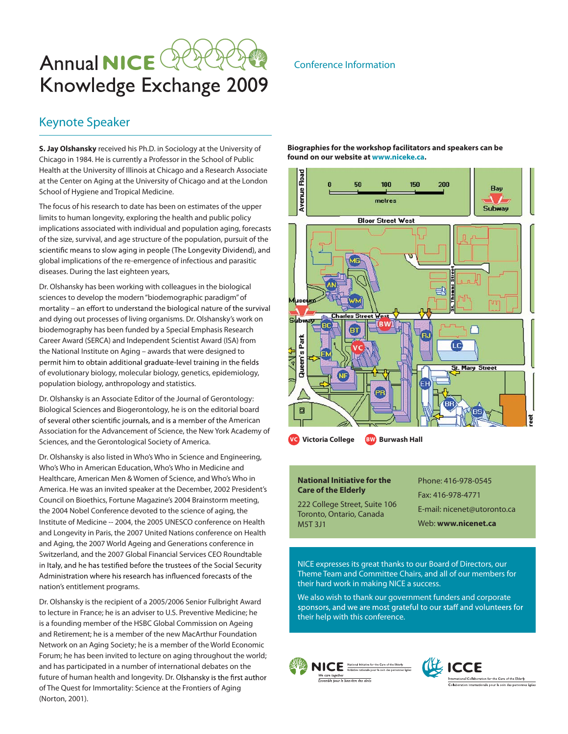# Annual NICE Knowledge Exchange 2009

Conference Information

## Keynote Speaker

**S. Jay Olshansky** received his Ph.D. in Sociology at the University of Chicago in 1984. He is currently a Professor in the School of Public Health at the University of Illinois at Chicago and a Research Associate at the Center on Aging at the University of Chicago and at the London School of Hygiene and Tropical Medicine.

The focus of his research to date has been on estimates of the upper limits to human longevity, exploring the health and public policy implications associated with individual and population aging, forecasts of the size, survival, and age structure of the population, pursuit of the scientific means to slow aging in people (The Longevity Dividend), and global implications of the re-emergence of infectious and parasitic diseases. During the last eighteen years,

Dr. Olshansky has been working with colleagues in the biological sciences to develop the modern "biodemographic paradigm" of mortality – an effort to understand the biological nature of the survival and dying out processes of living organisms. Dr. Olshansky's work on biodemography has been funded by a Special Emphasis Research Career Award (SERCA) and Independent Scientist Award (ISA) from the National Institute on Aging – awards that were designed to permit him to obtain additional graduate-level training in the fields of evolutionary biology, molecular biology, genetics, epidemiology, population biology, anthropology and statistics.

Dr. Olshansky is an Associate Editor of the Journal of Gerontology: Biological Sciences and Biogerontology, he is on the editorial board of several other scientific journals, and is a member of the American Association for the Advancement of Science, the New York Academy of Sciences, and the Gerontological Society of America.

Dr. Olshansky is also listed in Who's Who in Science and Engineering, Who's Who in American Education, Who's Who in Medicine and Healthcare, American Men & Women of Science, and Who's Who in America. He was an invited speaker at the December, 2002 President's Council on Bioethics, Fortune Magazine's 2004 Brainstorm meeting, the 2004 Nobel Conference devoted to the science of aging, the Institute of Medicine -- 2004, the 2005 UNESCO conference on Health and Longevity in Paris, the 2007 United Nations conference on Health and Aging, the 2007 World Ageing and Generations conference in Switzerland, and the 2007 Global Financial Services CEO Roundtable in Italy, and he has testified before the trustees of the Social Security Administration where his research has influenced forecasts of the nation's entitlement programs.

Dr. Olshansky is the recipient of a 2005/2006 Senior Fulbright Award to lecture in France; he is an adviser to U.S. Preventive Medicine; he is a founding member of the HSBC Global Commission on Ageing and Retirement; he is a member of the new MacArthur Foundation Network on an Aging Society; he is a member of the World Economic Forum; he has been invited to lecture on aging throughout the world; and has participated in a number of international debates on the future of human health and longevity. Dr. Olshansky is the first author of The Quest for Immortality: Science at the Frontiers of Aging (Norton, 2001).

**Biographies for the workshop facilitators and speakers can be found on our website at www.niceke.ca.**

VC Victoria College    BW Burwash Hall

**National Initiative for the Care of the Elderly**
222 College Street, Suite 106
Toronto, Ontario, Canada
M5T 3J1

Phone: 416-978-0545
Fax: 416-978-4771
E-mail: nicenet@utoronto.ca
Web: **www.nicenet.ca**

NICE expresses its great thanks to our Board of Directors, our Theme Team and Committee Chairs, and all of our members for their hard work in making NICE a success.

We also wish to thank our government funders and corporate sponsors, and we are most grateful to our staff and volunteers for their help with this conference.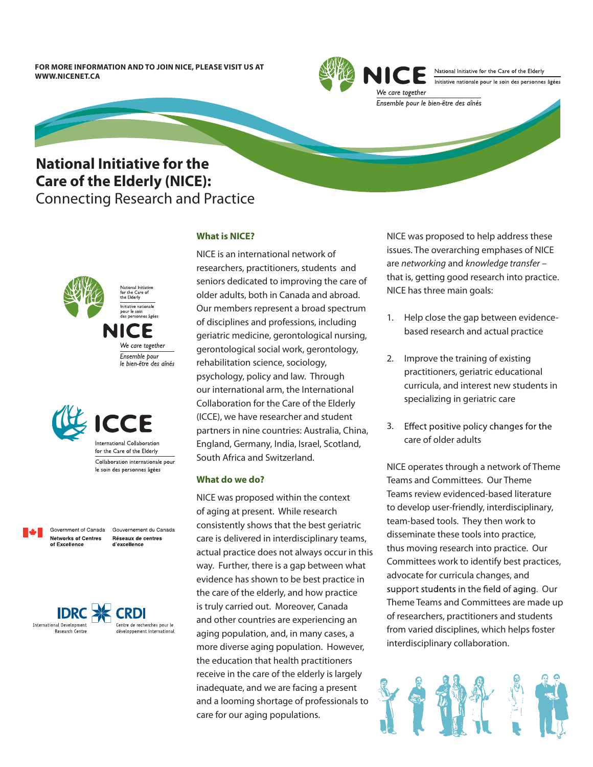FOR MORE INFORMATION AND TO JOIN NICE, PLEASE VISIT US AT WWW.NICENET.CA

NICE — National Initiative for the Care of the Elderly / Initiative nationale pour le soin des personnes âgées

*We care together*

*Ensemble pour le bien-être des aînés*

# National Initiative for the Care of the Elderly (NICE):

Connecting Research and Practice

### What is NICE?

NICE is an international network of researchers, practitioners, students and seniors dedicated to improving the care of older adults, both in Canada and abroad. Our members represent a broad spectrum of disciplines and professions, including geriatric medicine, gerontological nursing, gerontological social work, gerontology, rehabilitation science, sociology, psychology, policy and law. Through our international arm, the International Collaboration for the Care of the Elderly (ICCE), we have researcher and student partners in nine countries: Australia, China, England, Germany, India, Israel, Scotland, South Africa and Switzerland.

### What do we do?

NICE was proposed within the context of aging at present. While research consistently shows that the best geriatric care is delivered in interdisciplinary teams, actual practice does not always occur in this way. Further, there is a gap between what evidence has shown to be best practice in the care of the elderly, and how practice is truly carried out. Moreover, Canada and other countries are experiencing an aging population, and, in many cases, a more diverse aging population. However, the education that health practitioners receive in the care of the elderly is largely inadequate, and we are facing a present and a looming shortage of professionals to care for our aging populations.

NICE was proposed to help address these issues. The overarching emphases of NICE are *networking* and *knowledge transfer* – that is, getting good research into practice. NICE has three main goals:

1. Help close the gap between evidence-based research and actual practice
2. Improve the training of existing practitioners, geriatric educational curricula, and interest new students in specializing in geriatric care
3. Effect positive policy changes for the care of older adults

NICE operates through a network of Theme Teams and Committees. Our Theme Teams review evidenced-based literature to develop user-friendly, interdisciplinary, team-based tools. They then work to disseminate these tools into practice, thus moving research into practice. Our Committees work to identify best practices, advocate for curricula changes, and support students in the field of aging. Our Theme Teams and Committees are made up of researchers, practitioners and students from varied disciplines, which helps foster interdisciplinary collaboration.

NICE — National Initiative for the Care of the Elderly / Initiative nationale pour le soin des personnes âgées — *We care together* / *Ensemble pour le bien-être des aînés*

ICCE — International Collaboration for the Care of the Elderly / Collaboration internationale pour le soin des personnes âgées

Government of Canada / Gouvernement du Canada — Networks of Centres of Excellence / Réseaux de centres d'excellence

IDRC CRDI — International Development Research Centre / Centre de recherches pour le développement international